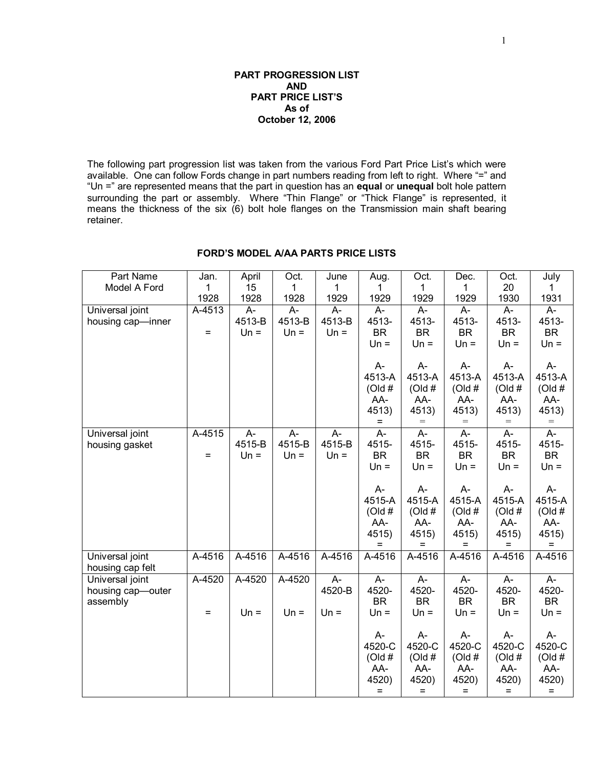**PART PROGRESSION LIST**
**AND**
**PART PRICE LIST'S**
**As of**
**October 12, 2006**

The following part progression list was taken from the various Ford Part Price List's which were available. One can follow Fords change in part numbers reading from left to right. Where "=" and "Un =" are represented means that the part in question has an **equal** or **unequal** bolt hole pattern surrounding the part or assembly. Where "Thin Flange" or "Thick Flange" is represented, it means the thickness of the six (6) bolt hole flanges on the Transmission main shaft bearing retainer.

**FORD'S MODEL A/AA PARTS PRICE LISTS**

| Part Name Model A Ford | Jan. 1 1928 | April 15 1928 | Oct. 1 1928 | June 1 1929 | Aug. 1 1929 | Oct. 1 1929 | Dec. 1 1929 | Oct. 20 1930 | July 1 1931 |
|---|---|---|---|---|---|---|---|---|---|
| Universal joint housing cap—inner | A-4513 = | A-4513-B Un = | A-4513-B Un = | A-4513-B Un = | A-4513-BR Un = <br> A-4513-A (Old # AA-4513) = | A-4513-BR Un = <br> A-4513-A (Old # AA-4513) = | A-4513-BR Un = <br> A-4513-A (Old # AA-4513) = | A-4513-BR Un = <br> A-4513-A (Old # AA-4513) = | A-4513-BR Un = <br> A-4513-A (Old # AA-4513) = |
| Universal joint housing gasket | A-4515 = | A-4515-B Un = | A-4515-B Un = | A-4515-B Un = | A-4515-BR Un = <br> A-4515-A (Old # AA-4515) = | A-4515-BR Un = <br> A-4515-A (Old # AA-4515) = | A-4515-BR Un = <br> A-4515-A (Old # AA-4515) = | A-4515-BR Un = <br> A-4515-A (Old # AA-4515) = | A-4515-BR Un = <br> A-4515-A (Old # AA-4515) = |
| Universal joint housing cap felt | A-4516 | A-4516 | A-4516 | A-4516 | A-4516 | A-4516 | A-4516 | A-4516 | A-4516 |
| Universal joint housing cap—outer assembly | A-4520 = | A-4520 Un = | A-4520 Un = | A-4520-B Un = | A-4520-BR Un = <br> A-4520-C (Old # AA-4520) = | A-4520-BR Un = <br> A-4520-C (Old # AA-4520) = | A-4520-BR Un = <br> A-4520-C (Old # AA-4520) = | A-4520-BR Un = <br> A-4520-C (Old # AA-4520) = | A-4520-BR Un = <br> A-4520-C (Old # AA-4520) = |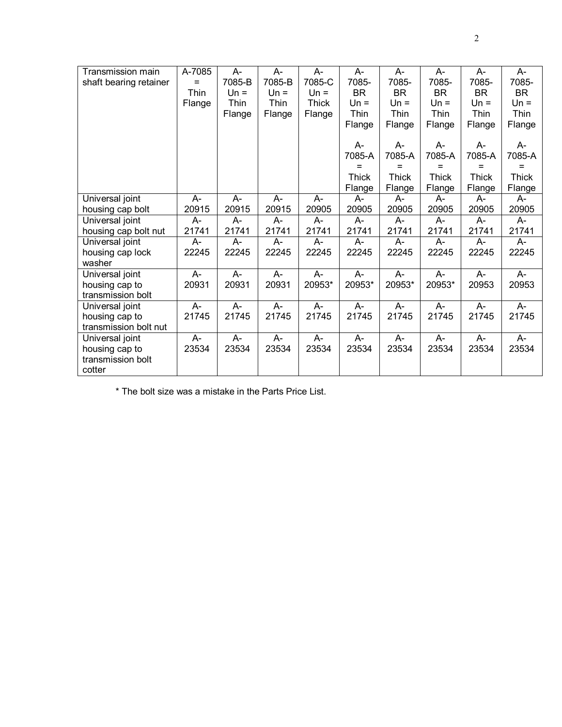| Transmission main shaft bearing retainer | A-7085 = Thin Flange | A-7085-B Un = Thin Flange | A-7085-B Un = Thin Flange | A-7085-C Un = Thick Flange | A-7085-BR Un = Thin Flange<br><br>A-7085-A = Thick Flange | A-7085-BR Un = Thin Flange<br><br>A-7085-A = Thick Flange | A-7085-BR Un = Thin Flange<br><br>A-7085-A = Thick Flange | A-7085-BR Un = Thin Flange<br><br>A-7085-A = Thick Flange | A-7085-BR Un = Thin Flange<br><br>A-7085-A = Thick Flange |
|---|---|---|---|---|---|---|---|---|---|
| Universal joint housing cap bolt | A-20915 | A-20915 | A-20915 | A-20905 | A-20905 | A-20905 | A-20905 | A-20905 | A-20905 |
| Universal joint housing cap bolt nut | A-21741 | A-21741 | A-21741 | A-21741 | A-21741 | A-21741 | A-21741 | A-21741 | A-21741 |
| Universal joint housing cap lock washer | A-22245 | A-22245 | A-22245 | A-22245 | A-22245 | A-22245 | A-22245 | A-22245 | A-22245 |
| Universal joint housing cap to transmission bolt | A-20931 | A-20931 | A-20931 | A-20953* | A-20953* | A-20953* | A-20953* | A-20953 | A-20953 |
| Universal joint housing cap to transmission bolt nut | A-21745 | A-21745 | A-21745 | A-21745 | A-21745 | A-21745 | A-21745 | A-21745 | A-21745 |
| Universal joint housing cap to transmission bolt cotter | A-23534 | A-23534 | A-23534 | A-23534 | A-23534 | A-23534 | A-23534 | A-23534 | A-23534 |

* The bolt size was a mistake in the Parts Price List.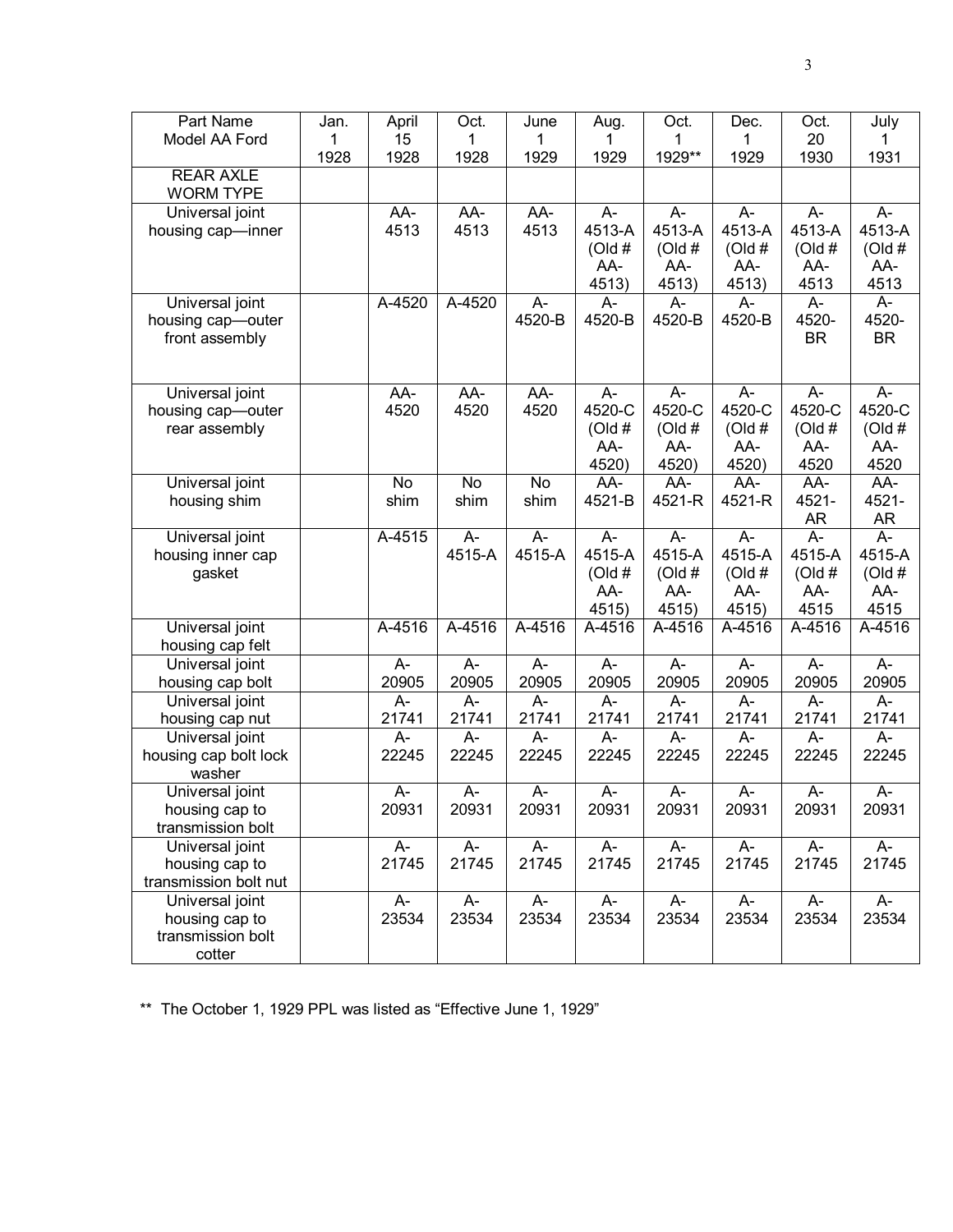| Part Name Model AA Ford | Jan. 1 1928 | April 15 1928 | Oct. 1 1928 | June 1 1929 | Aug. 1 1929 | Oct. 1 1929** | Dec. 1 1929 | Oct. 20 1930 | July 1 1931 |
|---|---|---|---|---|---|---|---|---|---|
| REAR AXLE WORM TYPE | | | | | | | | | |
| Universal joint housing cap—inner | | AA-4513 | AA-4513 | AA-4513 | A-4513-A (Old # AA-4513) | A-4513-A (Old # AA-4513) | A-4513-A (Old # AA-4513) | A-4513-A (Old # AA-4513 | A-4513-A (Old # AA-4513 |
| Universal joint housing cap—outer front assembly | | A-4520 | A-4520 | A-4520-B | A-4520-B | A-4520-B | A-4520-B | A-4520-BR | A-4520-BR |
| Universal joint housing cap—outer rear assembly | | AA-4520 | AA-4520 | AA-4520 | A-4520-C (Old # AA-4520) | A-4520-C (Old # AA-4520) | A-4520-C (Old # AA-4520) | A-4520-C (Old # AA-4520 | A-4520-C (Old # AA-4520 |
| Universal joint housing shim | | No shim | No shim | No shim | AA-4521-B | AA-4521-R | AA-4521-R | AA-4521-AR | AA-4521-AR |
| Universal joint housing inner cap gasket | | A-4515 | A-4515-A | A-4515-A | A-4515-A (Old # AA-4515) | A-4515-A (Old # AA-4515) | A-4515-A (Old # AA-4515) | A-4515-A (Old # AA-4515 | A-4515-A (Old # AA-4515 |
| Universal joint housing cap felt | | A-4516 | A-4516 | A-4516 | A-4516 | A-4516 | A-4516 | A-4516 | A-4516 |
| Universal joint housing cap bolt | | A-20905 | A-20905 | A-20905 | A-20905 | A-20905 | A-20905 | A-20905 | A-20905 |
| Universal joint housing cap nut | | A-21741 | A-21741 | A-21741 | A-21741 | A-21741 | A-21741 | A-21741 | A-21741 |
| Universal joint housing cap bolt lock washer | | A-22245 | A-22245 | A-22245 | A-22245 | A-22245 | A-22245 | A-22245 | A-22245 |
| Universal joint housing cap to transmission bolt | | A-20931 | A-20931 | A-20931 | A-20931 | A-20931 | A-20931 | A-20931 | A-20931 |
| Universal joint housing cap to transmission bolt nut | | A-21745 | A-21745 | A-21745 | A-21745 | A-21745 | A-21745 | A-21745 | A-21745 |
| Universal joint housing cap to transmission bolt cotter | | A-23534 | A-23534 | A-23534 | A-23534 | A-23534 | A-23534 | A-23534 | A-23534 |

** The October 1, 1929 PPL was listed as "Effective June 1, 1929"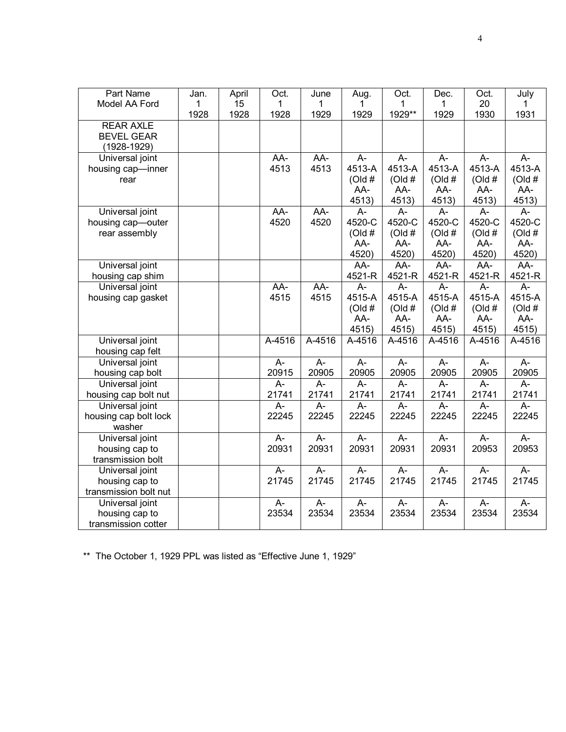| Part Name Model AA Ford | Jan. 1 1928 | April 15 1928 | Oct. 1 1928 | June 1 1929 | Aug. 1 1929 | Oct. 1 1929** | Dec. 1 1929 | Oct. 20 1930 | July 1 1931 |
|---|---|---|---|---|---|---|---|---|---|
| REAR AXLE BEVEL GEAR (1928-1929) | | | | | | | | | |
| Universal joint housing cap—inner rear | | | AA-4513 | AA-4513 | A-4513-A (Old # AA-4513) | A-4513-A (Old # AA-4513) | A-4513-A (Old # AA-4513) | A-4513-A (Old # AA-4513) | A-4513-A (Old # AA-4513) |
| Universal joint housing cap—outer rear assembly | | | AA-4520 | AA-4520 | A-4520-C (Old # AA-4520) | A-4520-C (Old # AA-4520) | A-4520-C (Old # AA-4520) | A-4520-C (Old # AA-4520) | A-4520-C (Old # AA-4520) |
| Universal joint housing cap shim | | | | | AA-4521-R | AA-4521-R | AA-4521-R | AA-4521-R | AA-4521-R |
| Universal joint housing cap gasket | | | AA-4515 | AA-4515 | A-4515-A (Old # AA-4515) | A-4515-A (Old # AA-4515) | A-4515-A (Old # AA-4515) | A-4515-A (Old # AA-4515) | A-4515-A (Old # AA-4515) |
| Universal joint housing cap felt | | | A-4516 | A-4516 | A-4516 | A-4516 | A-4516 | A-4516 | A-4516 |
| Universal joint housing cap bolt | | | A-20915 | A-20905 | A-20905 | A-20905 | A-20905 | A-20905 | A-20905 |
| Universal joint housing cap bolt nut | | | A-21741 | A-21741 | A-21741 | A-21741 | A-21741 | A-21741 | A-21741 |
| Universal joint housing cap bolt lock washer | | | A-22245 | A-22245 | A-22245 | A-22245 | A-22245 | A-22245 | A-22245 |
| Universal joint housing cap to transmission bolt | | | A-20931 | A-20931 | A-20931 | A-20931 | A-20931 | A-20953 | A-20953 |
| Universal joint housing cap to transmission bolt nut | | | A-21745 | A-21745 | A-21745 | A-21745 | A-21745 | A-21745 | A-21745 |
| Universal joint housing cap to transmission cotter | | | A-23534 | A-23534 | A-23534 | A-23534 | A-23534 | A-23534 | A-23534 |

** The October 1, 1929 PPL was listed as "Effective June 1, 1929"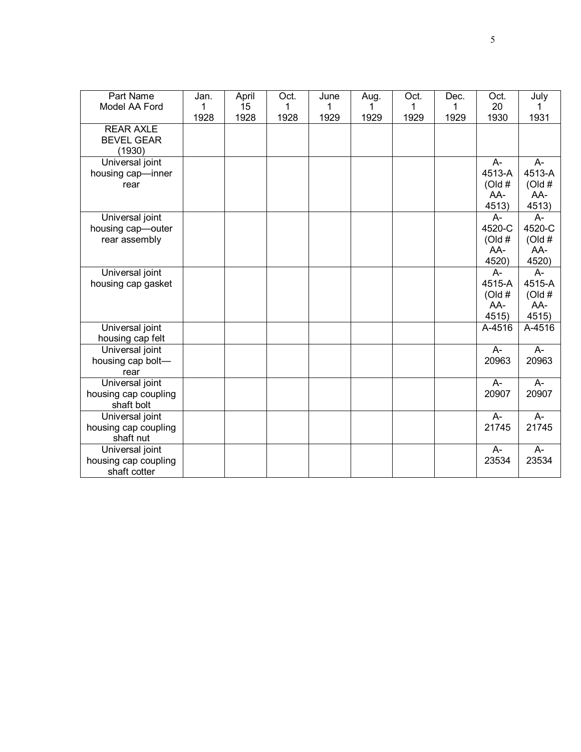| Part Name Model AA Ford | Jan. 1 1928 | April 15 1928 | Oct. 1 1928 | June 1 1929 | Aug. 1 1929 | Oct. 1 1929 | Dec. 1 1929 | Oct. 20 1930 | July 1 1931 |
|---|---|---|---|---|---|---|---|---|---|
| REAR AXLE BEVEL GEAR (1930) | | | | | | | | | |
| Universal joint housing cap—inner rear | | | | | | | | A-4513-A (Old # AA-4513) | A-4513-A (Old # AA-4513) |
| Universal joint housing cap—outer rear assembly | | | | | | | | A-4520-C (Old # AA-4520) | A-4520-C (Old # AA-4520) |
| Universal joint housing cap gasket | | | | | | | | A-4515-A (Old # AA-4515) | A-4515-A (Old # AA-4515) |
| Universal joint housing cap felt | | | | | | | | A-4516 | A-4516 |
| Universal joint housing cap bolt—rear | | | | | | | | A-20963 | A-20963 |
| Universal joint housing cap coupling shaft bolt | | | | | | | | A-20907 | A-20907 |
| Universal joint housing cap coupling shaft nut | | | | | | | | A-21745 | A-21745 |
| Universal joint housing cap coupling shaft cotter | | | | | | | | A-23534 | A-23534 |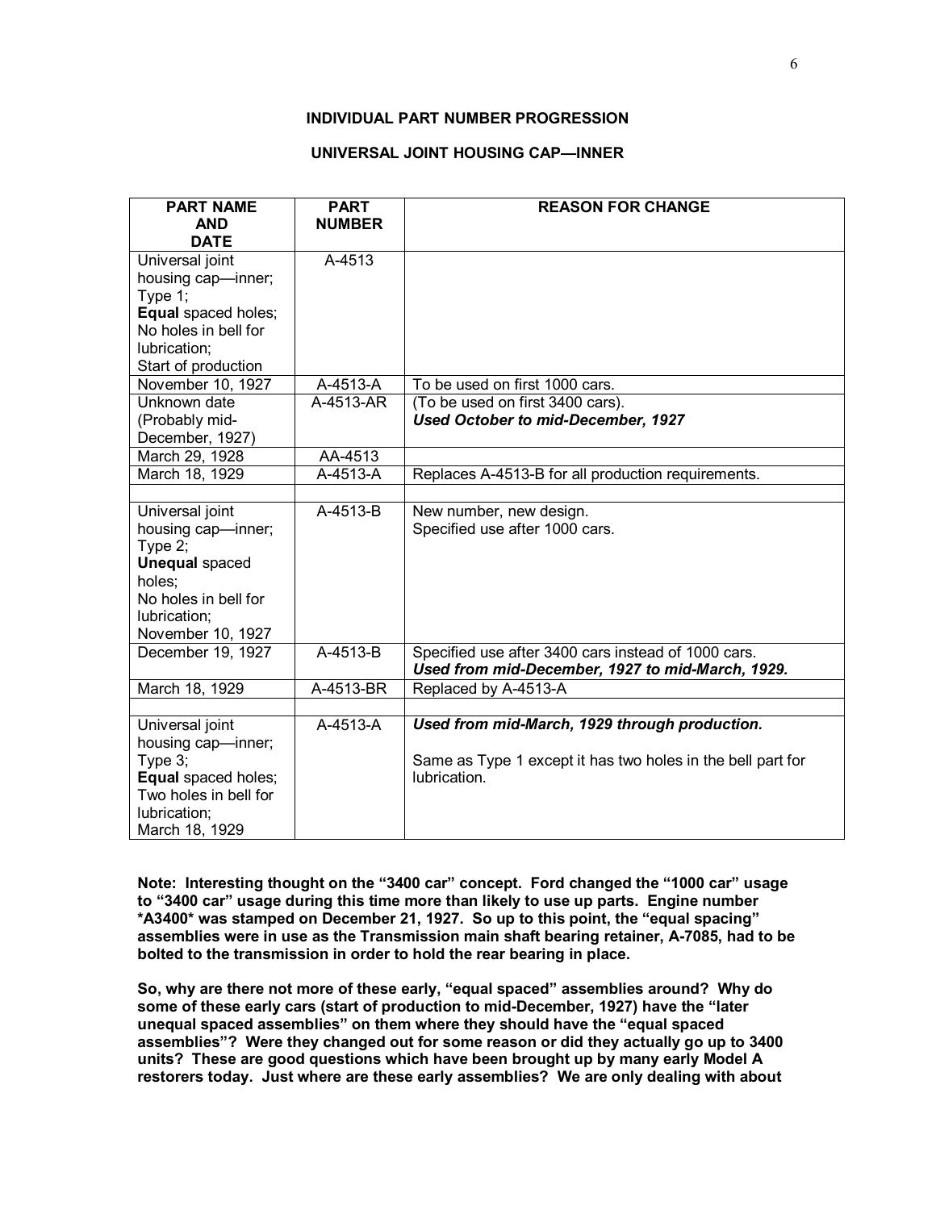## INDIVIDUAL PART NUMBER PROGRESSION

### UNIVERSAL JOINT HOUSING CAP—INNER

| PART NAME AND DATE | PART NUMBER | REASON FOR CHANGE |
|---|---|---|
| Universal joint housing cap—inner; Type 1; **Equal** spaced holes; No holes in bell for lubrication; Start of production | A-4513 | |
| November 10, 1927 | A-4513-A | To be used on first 1000 cars. |
| Unknown date (Probably mid-December, 1927) | A-4513-AR | (To be used on first 3400 cars). ***Used October to mid-December, 1927*** |
| March 29, 1928 | AA-4513 | |
| March 18, 1929 | A-4513-A | Replaces A-4513-B for all production requirements. |
| | | |
| Universal joint housing cap—inner; Type 2; **Unequal** spaced holes; No holes in bell for lubrication; November 10, 1927 | A-4513-B | New number, new design. Specified use after 1000 cars. |
| December 19, 1927 | A-4513-B | Specified use after 3400 cars instead of 1000 cars. ***Used from mid-December, 1927 to mid-March, 1929.*** |
| March 18, 1929 | A-4513-BR | Replaced by A-4513-A |
| | | |
| Universal joint housing cap—inner; Type 3; **Equal** spaced holes; Two holes in bell for lubrication; March 18, 1929 | A-4513-A | ***Used from mid-March, 1929 through production.*** Same as Type 1 except it has two holes in the bell part for lubrication. |

**Note: Interesting thought on the "3400 car" concept. Ford changed the "1000 car" usage to "3400 car" usage during this time more than likely to use up parts. Engine number *A3400* was stamped on December 21, 1927. So up to this point, the "equal spacing" assemblies were in use as the Transmission main shaft bearing retainer, A-7085, had to be bolted to the transmission in order to hold the rear bearing in place.**

**So, why are there not more of these early, "equal spaced" assemblies around? Why do some of these early cars (start of production to mid-December, 1927) have the "later unequal spaced assemblies" on them where they should have the "equal spaced assemblies"? Were they changed out for some reason or did they actually go up to 3400 units? These are good questions which have been brought up by many early Model A restorers today. Just where are these early assemblies? We are only dealing with about**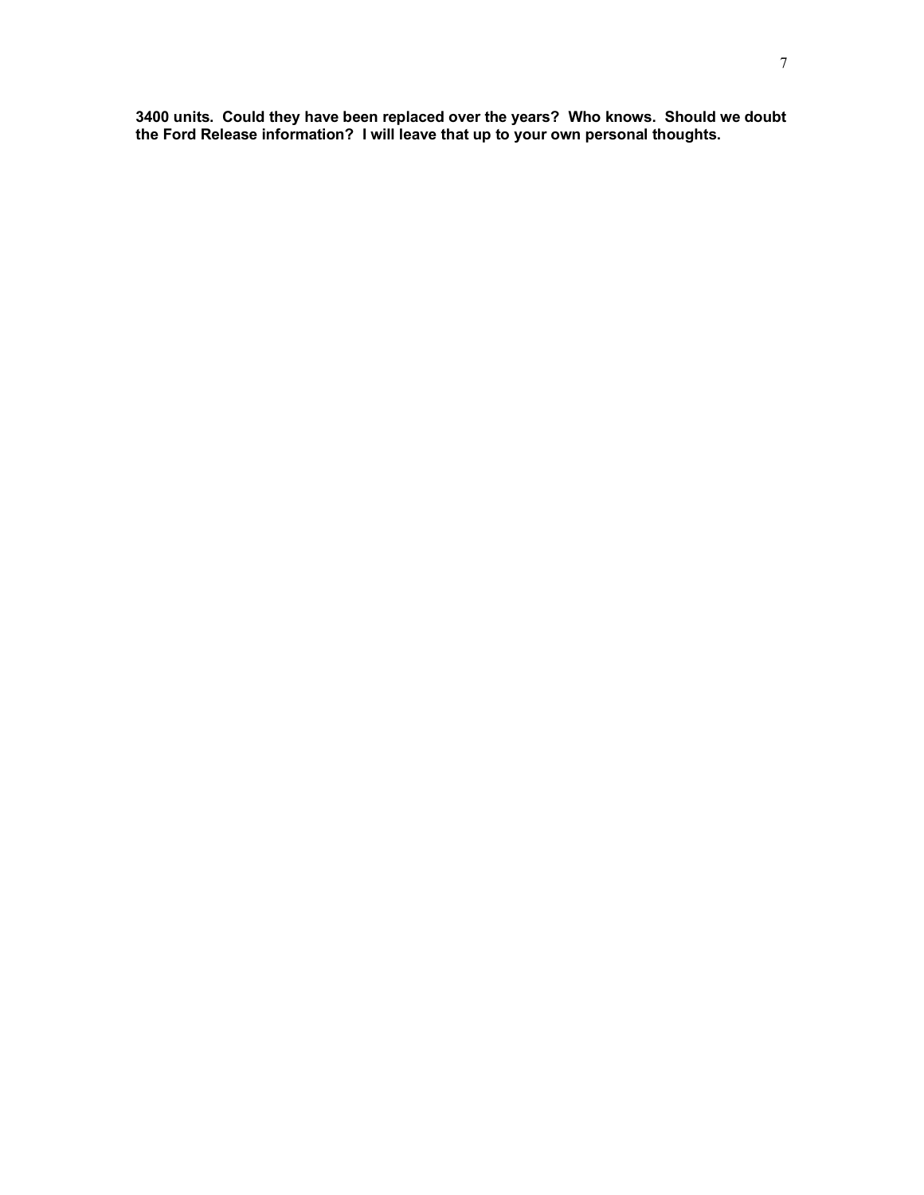**3400 units. Could they have been replaced over the years? Who knows. Should we doubt the Ford Release information? I will leave that up to your own personal thoughts.**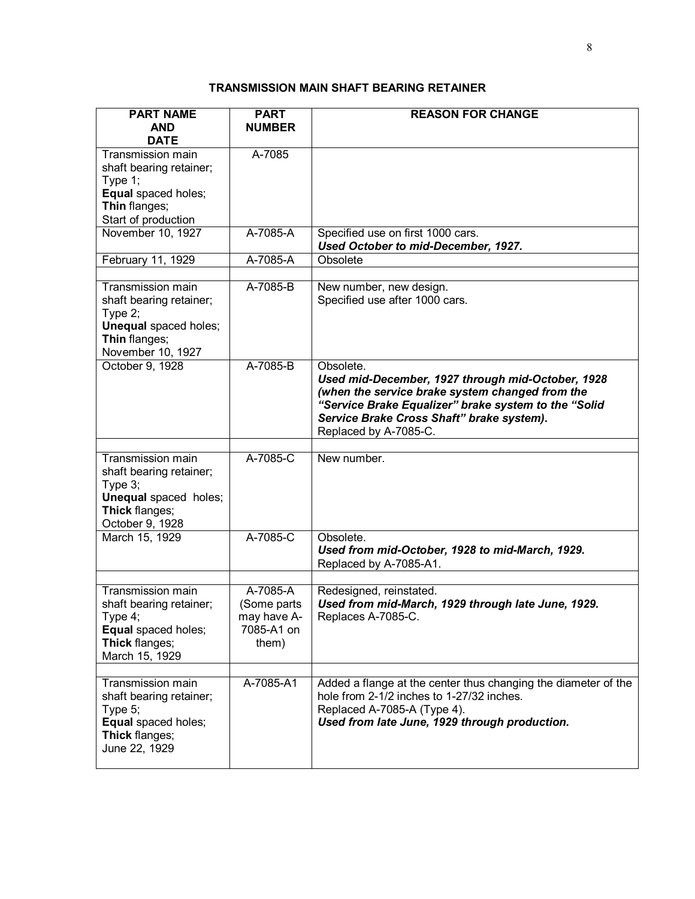# TRANSMISSION MAIN SHAFT BEARING RETAINER

| PART NAME AND DATE | PART NUMBER | REASON FOR CHANGE |
|---|---|---|
| Transmission main shaft bearing retainer; Type 1; **Equal** spaced holes; **Thin** flanges; Start of production | A-7085 | |
| November 10, 1927 | A-7085-A | Specified use on first 1000 cars. ***Used October to mid-December, 1927.*** |
| February 11, 1929 | A-7085-A | Obsolete |
| | | |
| Transmission main shaft bearing retainer; Type 2; **Unequal** spaced holes; **Thin** flanges; November 10, 1927 | A-7085-B | New number, new design. Specified use after 1000 cars. |
| October 9, 1928 | A-7085-B | Obsolete. ***Used mid-December, 1927 through mid-October, 1928 (when the service brake system changed from the "Service Brake Equalizer" brake system to the "Solid Service Brake Cross Shaft" brake system).*** Replaced by A-7085-C. |
| | | |
| Transmission main shaft bearing retainer; Type 3; **Unequal** spaced holes; **Thick** flanges; October 9, 1928 | A-7085-C | New number. |
| March 15, 1929 | A-7085-C | Obsolete. ***Used from mid-October, 1928 to mid-March, 1929.*** Replaced by A-7085-A1. |
| | | |
| Transmission main shaft bearing retainer; Type 4; **Equal** spaced holes; **Thick** flanges; March 15, 1929 | A-7085-A (Some parts may have A-7085-A1 on them) | Redesigned, reinstated. ***Used from mid-March, 1929 through late June, 1929.*** Replaces A-7085-C. |
| | | |
| Transmission main shaft bearing retainer; Type 5; **Equal** spaced holes; **Thick** flanges; June 22, 1929 | A-7085-A1 | Added a flange at the center thus changing the diameter of the hole from 2-1/2 inches to 1-27/32 inches. Replaced A-7085-A (Type 4). ***Used from late June, 1929 through production.*** |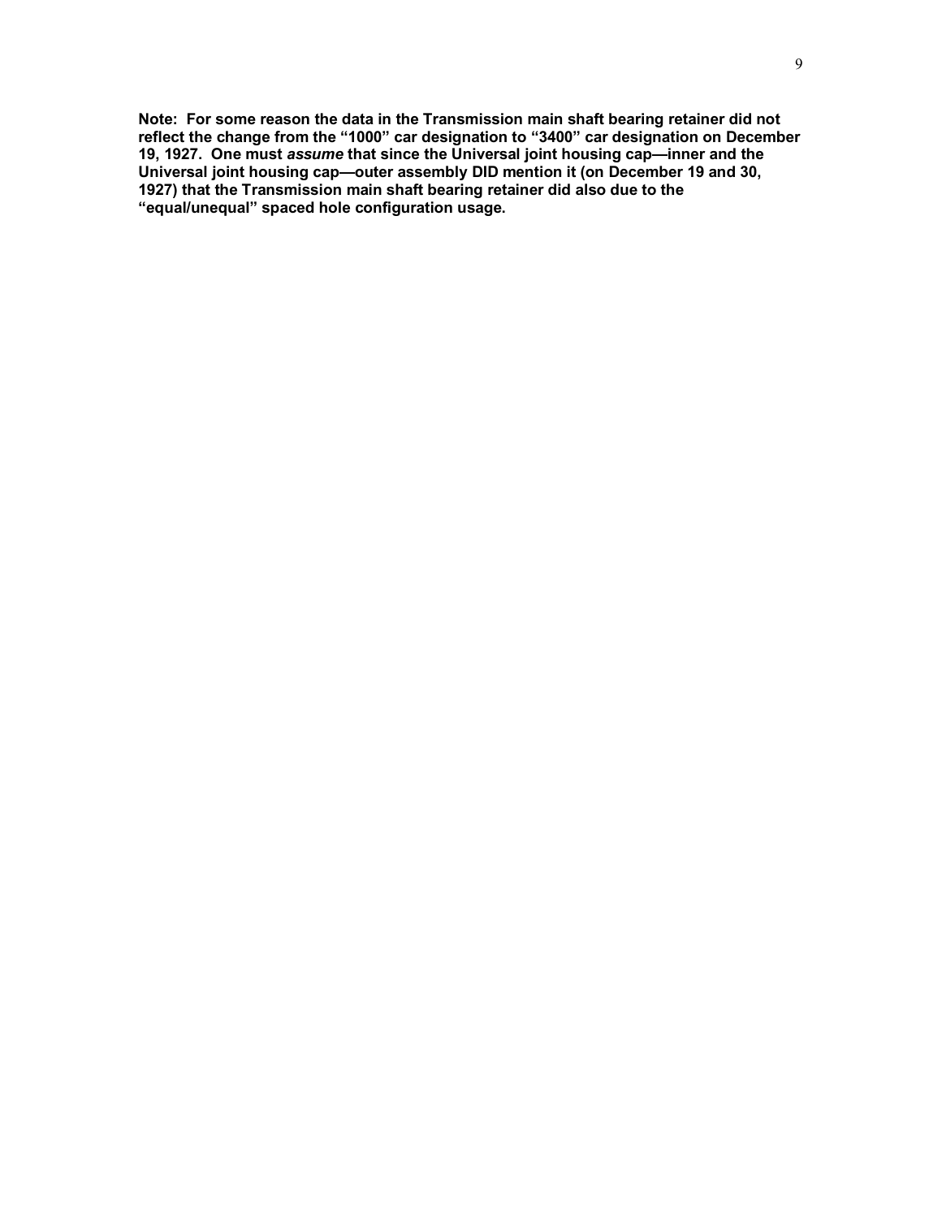**Note: For some reason the data in the Transmission main shaft bearing retainer did not reflect the change from the "1000" car designation to "3400" car designation on December 19, 1927. One must *assume* that since the Universal joint housing cap—inner and the Universal joint housing cap—outer assembly DID mention it (on December 19 and 30, 1927) that the Transmission main shaft bearing retainer did also due to the "equal/unequal" spaced hole configuration usage.**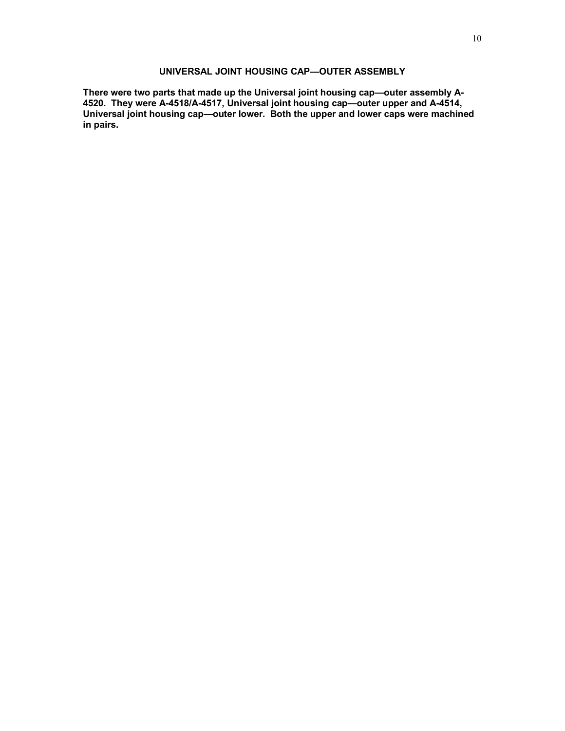## UNIVERSAL JOINT HOUSING CAP—OUTER ASSEMBLY

**There were two parts that made up the Universal joint housing cap—outer assembly A-4520. They were A-4518/A-4517, Universal joint housing cap—outer upper and A-4514, Universal joint housing cap—outer lower. Both the upper and lower caps were machined in pairs.**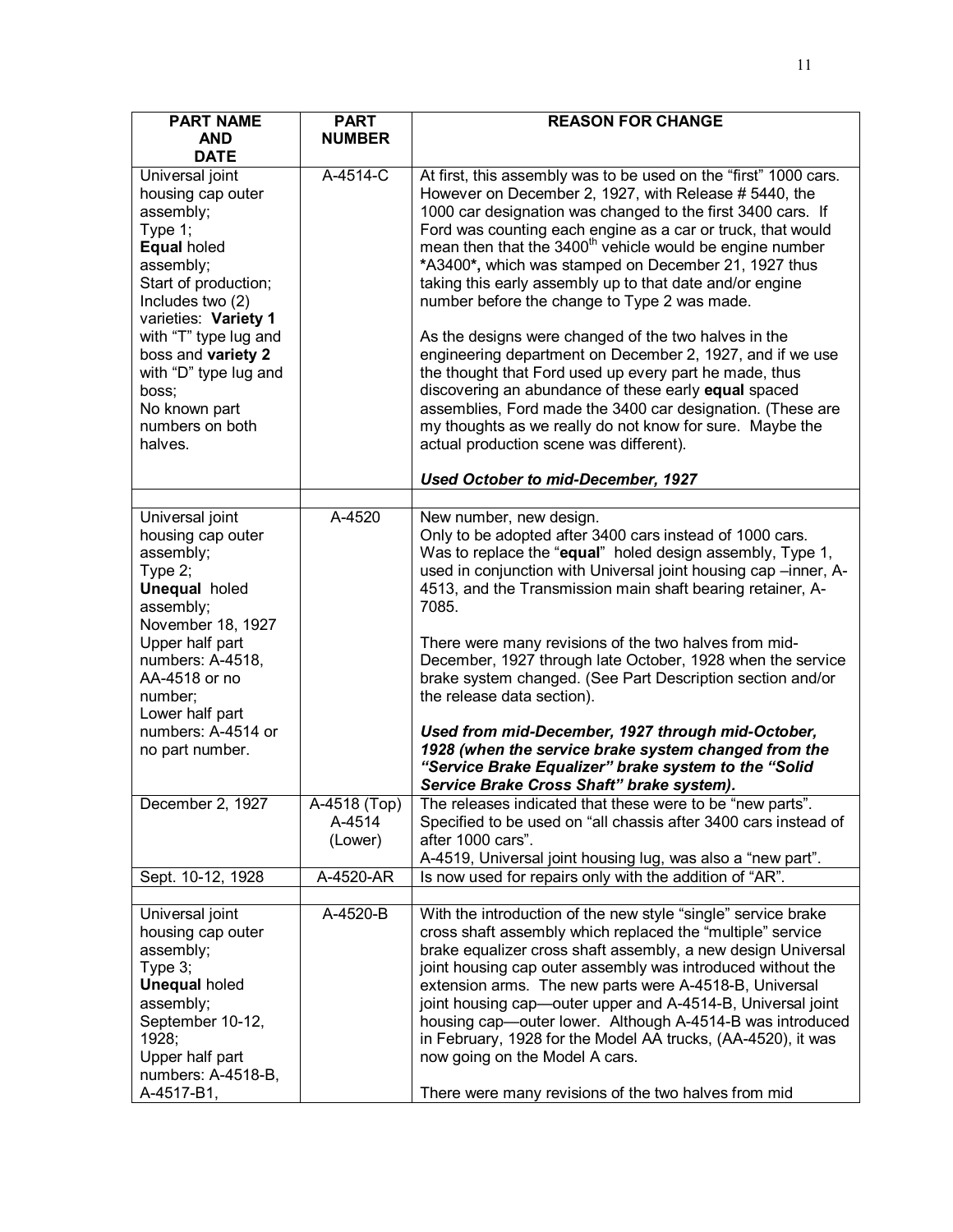| PART NAME AND DATE | PART NUMBER | REASON FOR CHANGE |
|---|---|---|
| Universal joint housing cap outer assembly; Type 1; **Equal** holed assembly; Start of production; Includes two (2) varieties: **Variety 1** with "T" type lug and boss and **variety 2** with "D" type lug and boss; No known part numbers on both halves. | A-4514-C | At first, this assembly was to be used on the "first" 1000 cars. However on December 2, 1927, with Release # 5440, the 1000 car designation was changed to the first 3400 cars. If Ford was counting each engine as a car or truck, that would mean then that the 3400th vehicle would be engine number ***A3400***, which was stamped on December 21, 1927 thus taking this early assembly up to that date and/or engine number before the change to Type 2 was made.<br><br>As the designs were changed of the two halves in the engineering department on December 2, 1927, and if we use the thought that Ford used up every part he made, thus discovering an abundance of these early **equal** spaced assemblies, Ford made the 3400 car designation. (These are my thoughts as we really do not know for sure. Maybe the actual production scene was different).<br><br>***Used October to mid-December, 1927*** |
| | | |
| Universal joint housing cap outer assembly; Type 2; **Unequal** holed assembly; November 18, 1927 Upper half part numbers: A-4518, AA-4518 or no number; Lower half part numbers: A-4514 or no part number. | A-4520 | New number, new design.<br>Only to be adopted after 3400 cars instead of 1000 cars.<br>Was to replace the "**equal**" holed design assembly, Type 1, used in conjunction with Universal joint housing cap –inner, A-4513, and the Transmission main shaft bearing retainer, A-7085.<br><br>There were many revisions of the two halves from mid-December, 1927 through late October, 1928 when the service brake system changed. (See Part Description section and/or the release data section).<br><br>***Used from mid-December, 1927 through mid-October, 1928 (when the service brake system changed from the "Service Brake Equalizer" brake system to the "Solid Service Brake Cross Shaft" brake system).*** |
| December 2, 1927 | A-4518 (Top) A-4514 (Lower) | The releases indicated that these were to be "new parts". Specified to be used on "all chassis after 3400 cars instead of after 1000 cars".<br>A-4519, Universal joint housing lug, was also a "new part". |
| Sept. 10-12, 1928 | A-4520-AR | Is now used for repairs only with the addition of "AR". |
| | | |
| Universal joint housing cap outer assembly; Type 3; **Unequal** holed assembly; September 10-12, 1928; Upper half part numbers: A-4518-B, A-4517-B1, | A-4520-B | With the introduction of the new style "single" service brake cross shaft assembly which replaced the "multiple" service brake equalizer cross shaft assembly, a new design Universal joint housing cap outer assembly was introduced without the extension arms. The new parts were A-4518-B, Universal joint housing cap—outer upper and A-4514-B, Universal joint housing cap—outer lower. Although A-4514-B was introduced in February, 1928 for the Model AA trucks, (AA-4520), it was now going on the Model A cars.<br><br>There were many revisions of the two halves from mid |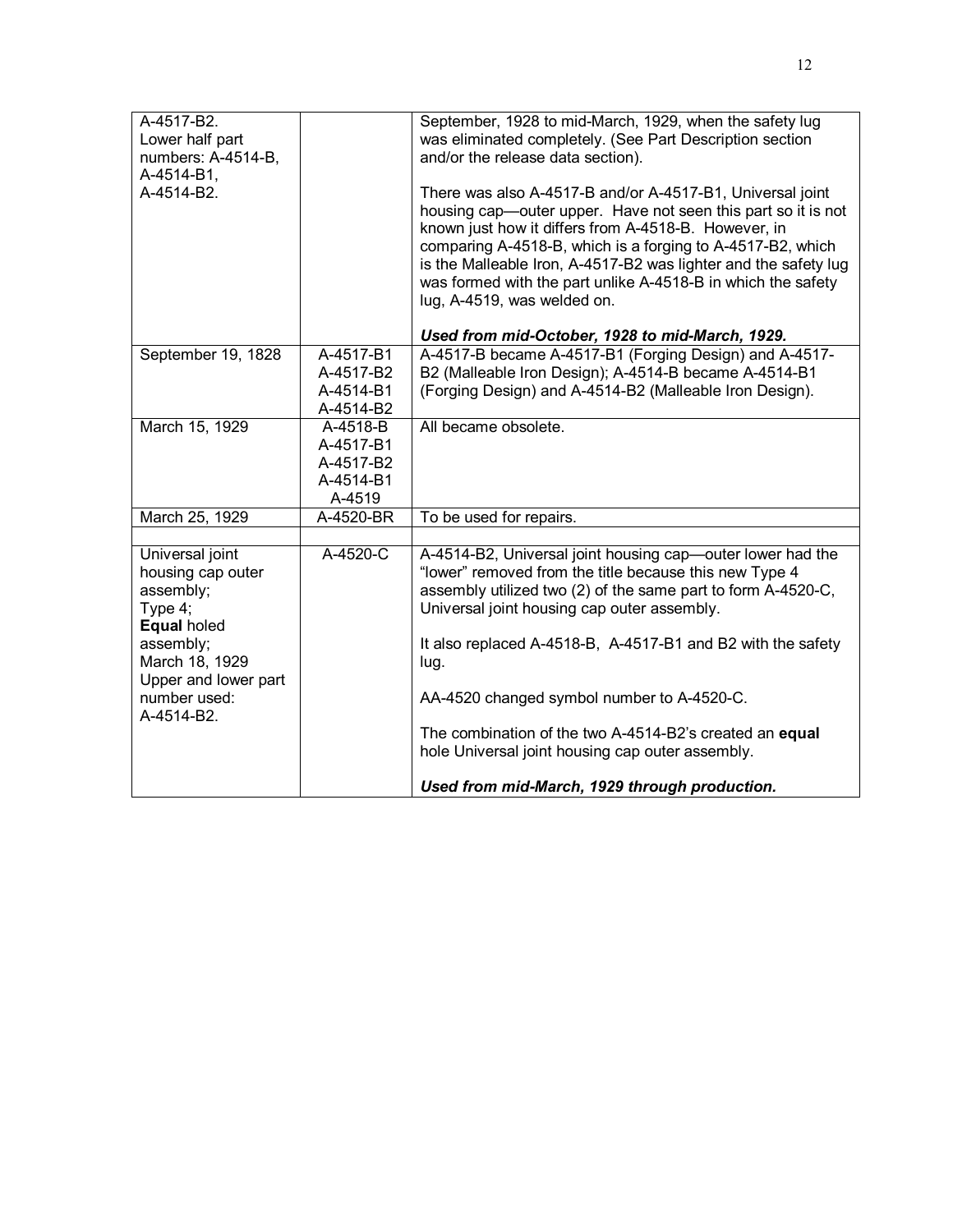| | | |
|---|---|---|
| A-4517-B2.<br>Lower half part numbers: A-4514-B, A-4514-B1, A-4514-B2. | | September, 1928 to mid-March, 1929, when the safety lug was eliminated completely. (See Part Description section and/or the release data section).<br><br>There was also A-4517-B and/or A-4517-B1, Universal joint housing cap—outer upper. Have not seen this part so it is not known just how it differs from A-4518-B. However, in comparing A-4518-B, which is a forging to A-4517-B2, which is the Malleable Iron, A-4517-B2 was lighter and the safety lug was formed with the part unlike A-4518-B in which the safety lug, A-4519, was welded on.<br><br>***Used from mid-October, 1928 to mid-March, 1929.*** |
| September 19, 1828 | A-4517-B1<br>A-4517-B2<br>A-4514-B1<br>A-4514-B2 | A-4517-B became A-4517-B1 (Forging Design) and A-4517-B2 (Malleable Iron Design); A-4514-B became A-4514-B1 (Forging Design) and A-4514-B2 (Malleable Iron Design). |
| March 15, 1929 | A-4518-B<br>A-4517-B1<br>A-4517-B2<br>A-4514-B1<br>A-4519 | All became obsolete. |
| March 25, 1929 | A-4520-BR | To be used for repairs. |
| | | |
| Universal joint housing cap outer assembly;<br>Type 4;<br>**Equal** holed assembly;<br>March 18, 1929<br>Upper and lower part number used: A-4514-B2. | A-4520-C | A-4514-B2, Universal joint housing cap—outer lower had the "lower" removed from the title because this new Type 4 assembly utilized two (2) of the same part to form A-4520-C, Universal joint housing cap outer assembly.<br><br>It also replaced A-4518-B, A-4517-B1 and B2 with the safety lug.<br><br>AA-4520 changed symbol number to A-4520-C.<br><br>The combination of the two A-4514-B2's created an **equal** hole Universal joint housing cap outer assembly.<br><br>***Used from mid-March, 1929 through production.*** |